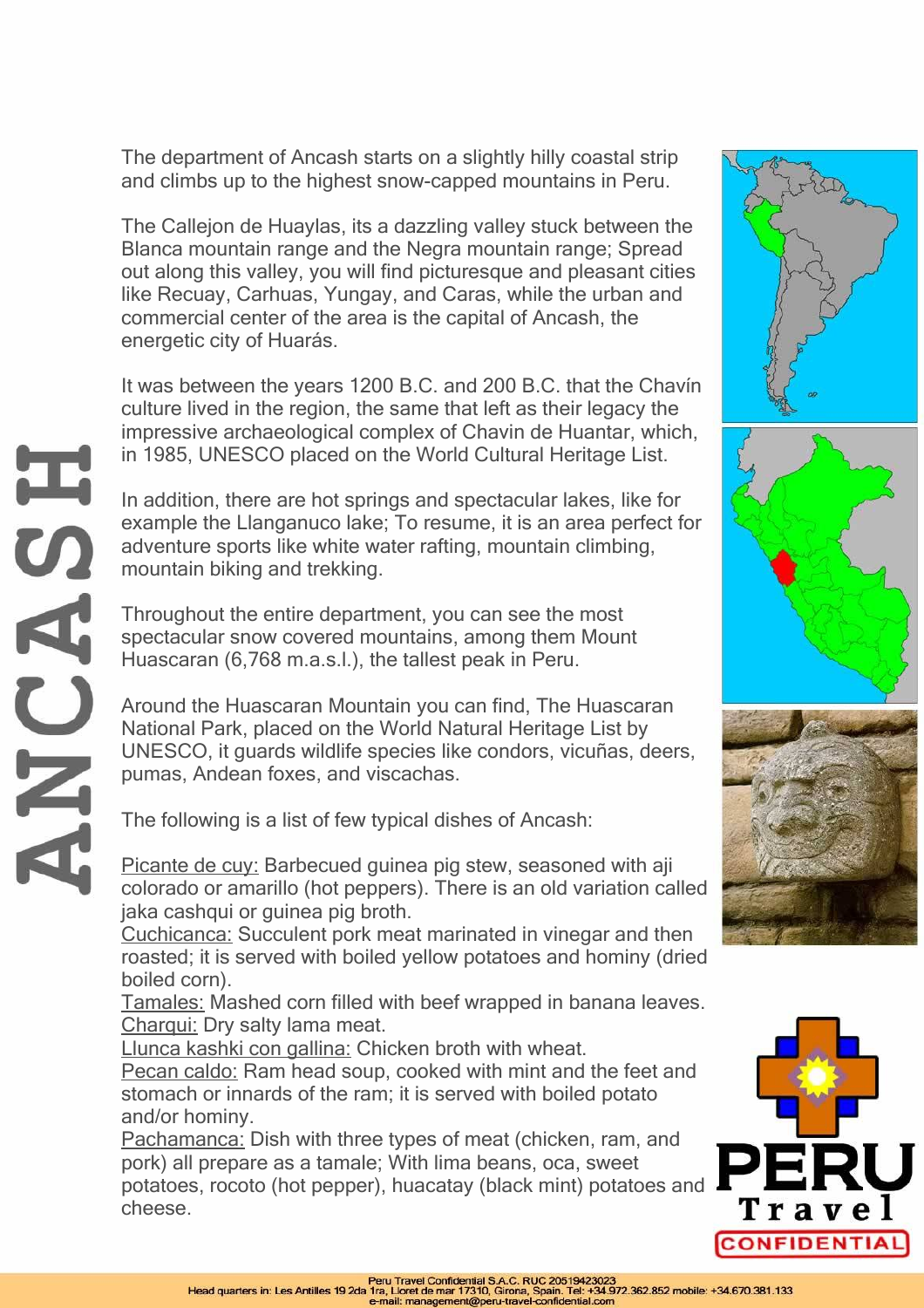# ANCASH

The department of Ancash starts on a slightly hilly coastal strip and climbs up to the highest snow-capped mountains in Peru.

The Callejon de Huaylas, its a dazzling valley stuck between the Blanca mountain range and the Negra mountain range; Spread out along this valley, you will find picturesque and pleasant cities like Recuay, Carhuas, Yungay, and Caras, while the urban and commercial center of the area is the capital of Ancash, the energetic city of Huarás.

It was between the years 1200 B.C. and 200 B.C. that the Chavín culture lived in the region, the same that left as their legacy the impressive archaeological complex of Chavin de Huantar, which, in 1985, UNESCO placed on the World Cultural Heritage List.

In addition, there are hot springs and spectacular lakes, like for example the Llanganuco lake; To resume, it is an area perfect for adventure sports like white water rafting, mountain climbing, mountain biking and trekking.

Throughout the entire department, you can see the most spectacular snow covered mountains, among them Mount Huascaran (6,768 m.a.s.l.), the tallest peak in Peru.

Around the Huascaran Mountain you can find, The Huascaran National Park, placed on the World Natural Heritage List by UNESCO, it guards wildlife species like condors, vicuñas, deers, pumas, Andean foxes, and viscachas.

The following is a list of few typical dishes of Ancash:

Picante de cuy: Barbecued guinea pig stew, seasoned with aji colorado or amarillo (hot peppers). There is an old variation called jaka cashqui or guinea pig broth.
Cuchicanca: Succulent pork meat marinated in vinegar and then roasted; it is served with boiled yellow potatoes and hominy (dried boiled corn).
Tamales: Mashed corn filled with beef wrapped in banana leaves.
Charqui: Dry salty lama meat.
Llunca kashki con gallina: Chicken broth with wheat.
Pecan caldo: Ram head soup, cooked with mint and the feet and stomach or innards of the ram; it is served with boiled potato and/or hominy.
Pachamanca: Dish with three types of meat (chicken, ram, and pork) all prepare as a tamale; With lima beans, oca, sweet potatoes, rocoto (hot pepper), huacatay (black mint) potatoes and cheese.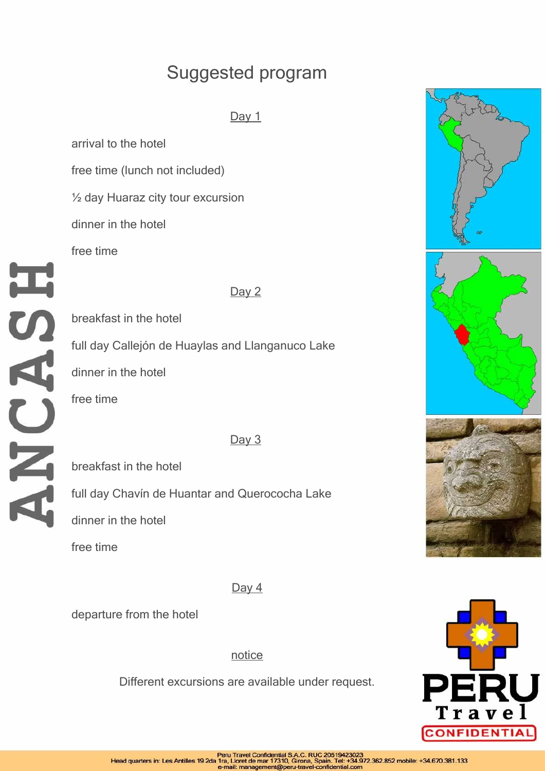# Suggested program

ANCASH

## Day 1

arrival to the hotel

free time (lunch not included)

½ day Huaraz city tour excursion

dinner in the hotel

free time

## Day 2

breakfast in the hotel

full day Callejón de Huaylas and Llanganuco Lake

dinner in the hotel

free time

## Day 3

breakfast in the hotel

full day Chavín de Huantar and Querococha Lake

dinner in the hotel

free time

## Day 4

departure from the hotel

## notice

Different excursions are available under request.

PERU Travel CONFIDENTIAL

Peru Travel Confidential S.A.C. RUC 20519423023
Head quarters in: Les Antilles 19 2da 1ra, Lloret de mar 17310, Girona, Spain. Tel: +34.972.362.852 mobile: +34.670.381.133
e-mail: management@peru-travel-confidential.com